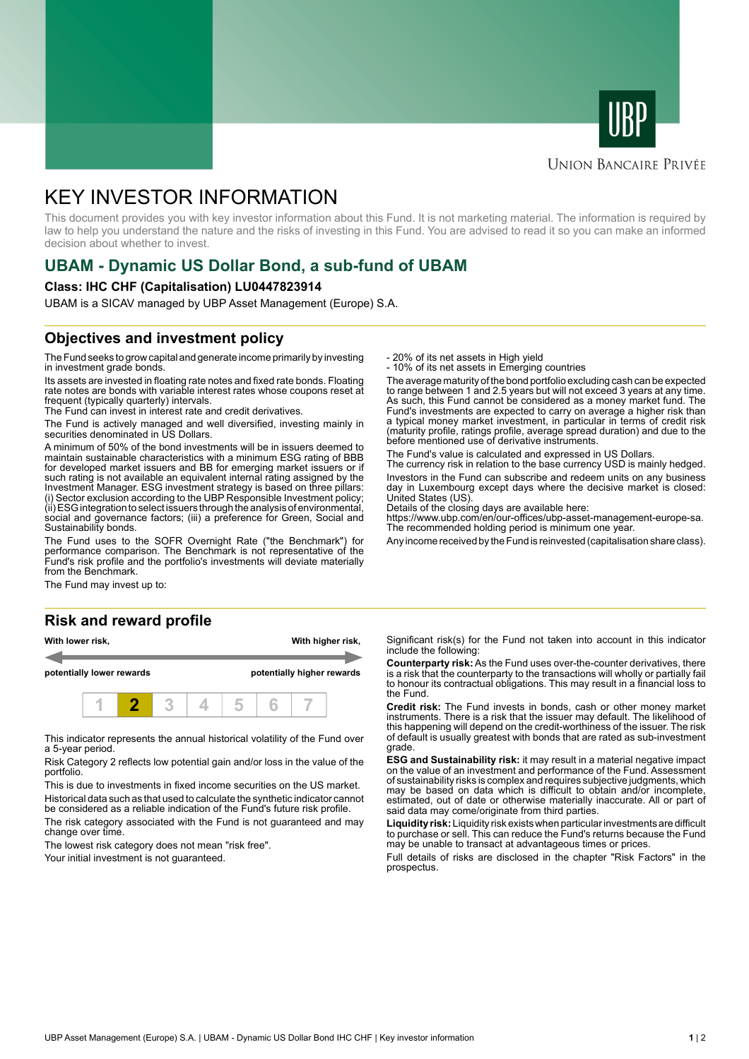UBP

Union Bancaire Privée

# KEY INVESTOR INFORMATION

This document provides you with key investor information about this Fund. It is not marketing material. The information is required by law to help you understand the nature and the risks of investing in this Fund. You are advised to read it so you can make an informed decision about whether to invest.

## UBAM - Dynamic US Dollar Bond, a sub-fund of UBAM

**Class: IHC CHF (Capitalisation) LU0447823914**

UBAM is a SICAV managed by UBP Asset Management (Europe) S.A.

## Objectives and investment policy

The Fund seeks to grow capital and generate income primarily by investing in investment grade bonds.

Its assets are invested in floating rate notes and fixed rate bonds. Floating rate notes are bonds with variable interest rates whose coupons reset at frequent (typically quarterly) intervals.

The Fund can invest in interest rate and credit derivatives.

The Fund is actively managed and well diversified, investing mainly in securities denominated in US Dollars.

A minimum of 50% of the bond investments will be in issuers deemed to maintain sustainable characteristics with a minimum ESG rating of BBB for developed market issuers and BB for emerging market issuers or if such rating is not available an equivalent internal rating assigned by the Investment Manager. ESG investment strategy is based on three pillars: (i) Sector exclusion according to the UBP Responsible Investment policy; (ii) ESG integration to select issuers through the analysis of environmental, social and governance factors; (iii) a preference for Green, Social and Sustainability bonds.

The Fund uses to the SOFR Overnight Rate ("the Benchmark") for performance comparison. The Benchmark is not representative of the Fund's risk profile and the portfolio's investments will deviate materially from the Benchmark.

The Fund may invest up to:

- 20% of its net assets in High yield
- 10% of its net assets in Emerging countries

The average maturity of the bond portfolio excluding cash can be expected to range between 1 and 2.5 years but will not exceed 3 years at any time. As such, this Fund cannot be considered as a money market fund. The Fund's investments are expected to carry on average a higher risk than a typical money market investment, in particular in terms of credit risk (maturity profile, ratings profile, average spread duration) and due to the before mentioned use of derivative instruments.

The Fund's value is calculated and expressed in US Dollars.

The currency risk in relation to the base currency USD is mainly hedged.

Investors in the Fund can subscribe and redeem units on any business day in Luxembourg except days where the decisive market is closed: United States (US).

Details of the closing days are available here:
https://www.ubp.com/en/our-offices/ubp-asset-management-europe-sa.

The recommended holding period is minimum one year.

Any income received by the Fund is reinvested (capitalisation share class).

## Risk and reward profile

| **With lower risk,** potentially lower rewards | | | | | | **With higher risk,** potentially higher rewards |
|---|---|---|---|---|---|---|
| 1 | **2** | 3 | 4 | 5 | 6 | 7 |

This indicator represents the annual historical volatility of the Fund over a 5-year period.

Risk Category 2 reflects low potential gain and/or loss in the value of the portfolio.

This is due to investments in fixed income securities on the US market.

Historical data such as that used to calculate the synthetic indicator cannot be considered as a reliable indication of the Fund's future risk profile.

The risk category associated with the Fund is not guaranteed and may change over time.

The lowest risk category does not mean "risk free".

Your initial investment is not guaranteed.

Significant risk(s) for the Fund not taken into account in this indicator include the following:

**Counterparty risk:** As the Fund uses over-the-counter derivatives, there is a risk that the counterparty to the transactions will wholly or partially fail to honour its contractual obligations. This may result in a financial loss to the Fund.

**Credit risk:** The Fund invests in bonds, cash or other money market instruments. There is a risk that the issuer may default. The likelihood of this happening will depend on the credit-worthiness of the issuer. The risk of default is usually greatest with bonds that are rated as sub-investment grade.

**ESG and Sustainability risk:** it may result in a material negative impact on the value of an investment and performance of the Fund. Assessment of sustainability risks is complex and requires subjective judgments, which may be based on data which is difficult to obtain and/or incomplete, estimated, out of date or otherwise materially inaccurate. All or part of said data may come/originate from third parties.

**Liquidity risk:** Liquidity risk exists when particular investments are difficult to purchase or sell. This can reduce the Fund's returns because the Fund may be unable to transact at advantageous times or prices.

Full details of risks are disclosed in the chapter "Risk Factors" in the prospectus.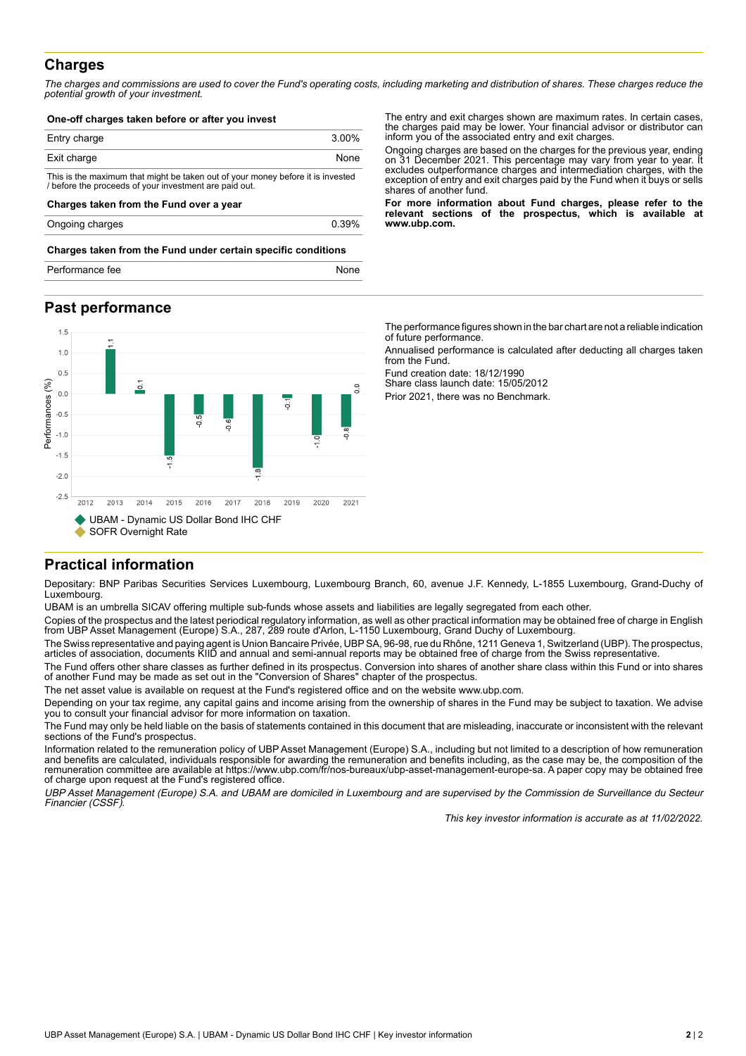## Charges

*The charges and commissions are used to cover the Fund's operating costs, including marketing and distribution of shares. These charges reduce the potential growth of your investment.*

| One-off charges taken before or after you invest | |
|---|---|
| Entry charge | 3.00% |
| Exit charge | None |

This is the maximum that might be taken out of your money before it is invested / before the proceeds of your investment are paid out.

| Charges taken from the Fund over a year | |
|---|---|
| Ongoing charges | 0.39% |

| Charges taken from the Fund under certain specific conditions | |
|---|---|
| Performance fee | None |

The entry and exit charges shown are maximum rates. In certain cases, the charges paid may be lower. Your financial advisor or distributor can inform you of the associated entry and exit charges.

Ongoing charges are based on the charges for the previous year, ending on 31 December 2021. This percentage may vary from year to year. It excludes outperformance charges and intermediation charges, with the exception of entry and exit charges paid by the Fund when it buys or sells shares of another fund.

**For more information about Fund charges, please refer to the relevant sections of the prospectus, which is available at www.ubp.com.**

## Past performance

Performances (%)

1.5
1.0
0.5
0.0
-0.5
-1.0
-1.5
-2.0
-2.5

1.1
0.1
-1.5
-0.5
-0.6
-1.8
-0.1
-1.0
-0.8
0.0

2012 2013 2014 2015 2016 2017 2018 2019 2020 2021

UBAM - Dynamic US Dollar Bond IHC CHF
SOFR Overnight Rate

The performance figures shown in the bar chart are not a reliable indication of future performance.

Annualised performance is calculated after deducting all charges taken from the Fund.

Fund creation date: 18/12/1990
Share class launch date: 15/05/2012
Prior 2021, there was no Benchmark.

## Practical information

Depositary: BNP Paribas Securities Services Luxembourg, Luxembourg Branch, 60, avenue J.F. Kennedy, L-1855 Luxembourg, Grand-Duchy of Luxembourg.

UBAM is an umbrella SICAV offering multiple sub-funds whose assets and liabilities are legally segregated from each other.

Copies of the prospectus and the latest periodical regulatory information, as well as other practical information may be obtained free of charge in English from UBP Asset Management (Europe) S.A., 287, 289 route d'Arlon, L-1150 Luxembourg, Grand Duchy of Luxembourg.

The Swiss representative and paying agent is Union Bancaire Privée, UBP SA, 96-98, rue du Rhône, 1211 Geneva 1, Switzerland (UBP). The prospectus, articles of association, documents KIID and annual and semi-annual reports may be obtained free of charge from the Swiss representative.

The Fund offers other share classes as further defined in its prospectus. Conversion into shares of another share class within this Fund or into shares of another Fund may be made as set out in the "Conversion of Shares" chapter of the prospectus.

The net asset value is available on request at the Fund's registered office and on the website www.ubp.com.

Depending on your tax regime, any capital gains and income arising from the ownership of shares in the Fund may be subject to taxation. We advise you to consult your financial advisor for more information on taxation.

The Fund may only be held liable on the basis of statements contained in this document that are misleading, inaccurate or inconsistent with the relevant sections of the Fund's prospectus.

Information related to the remuneration policy of UBP Asset Management (Europe) S.A., including but not limited to a description of how remuneration and benefits are calculated, individuals responsible for awarding the remuneration and benefits including, as the case may be, the composition of the remuneration committee are available at https://www.ubp.com/fr/nos-bureaux/ubp-asset-management-europe-sa. A paper copy may be obtained free of charge upon request at the Fund's registered office.

*UBP Asset Management (Europe) S.A. and UBAM are domiciled in Luxembourg and are supervised by the Commission de Surveillance du Secteur Financier (CSSF).*

*This key investor information is accurate as at 11/02/2022.*